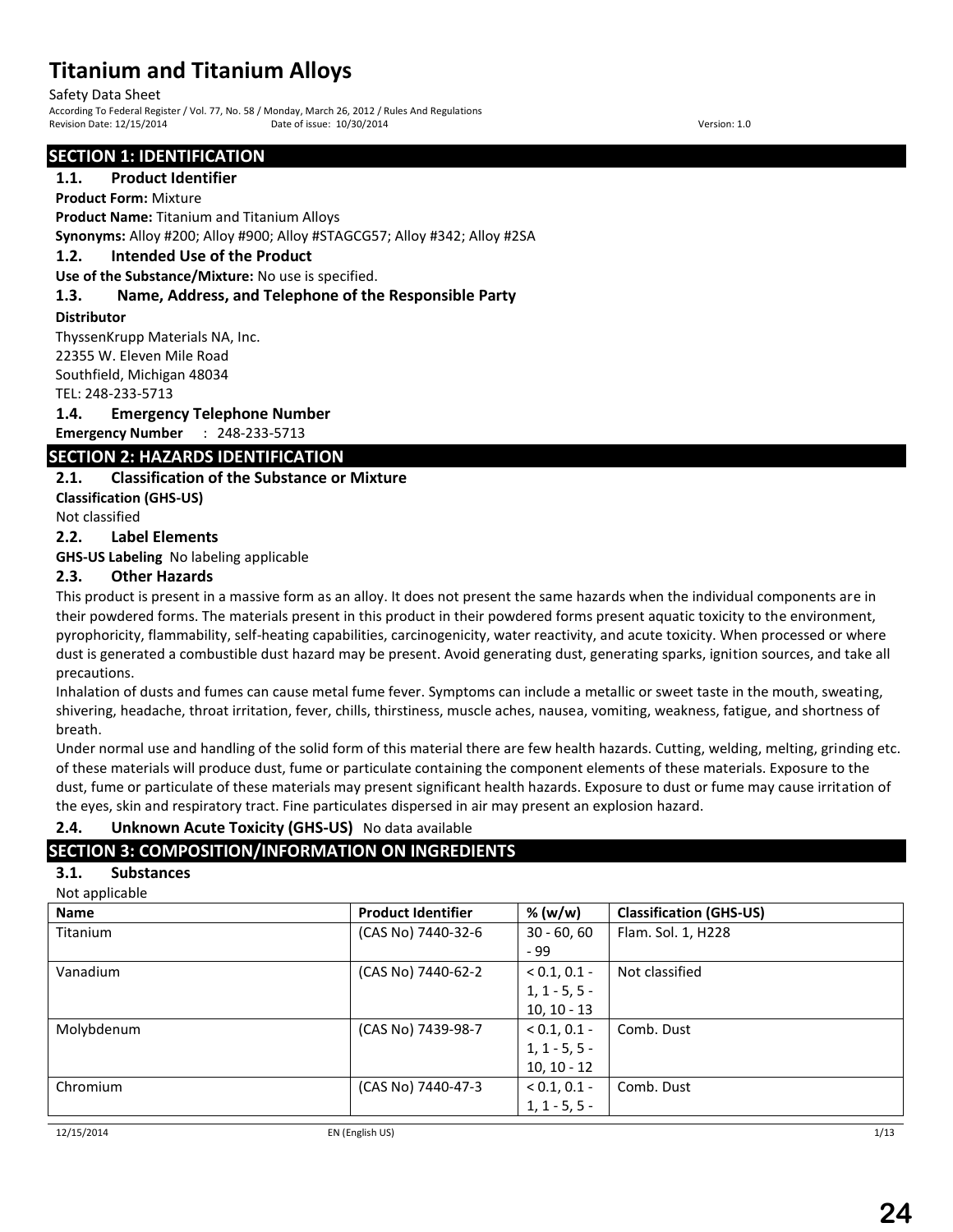# Titanium and Titanium Alloys

Safety Data Sheet

According To Federal Register / Vol. 77, No. 58 / Monday, March 26, 2012 / Rules And Regulations

Revision Date: 12/15/2014 Date of issue: 10/30/2014 Version: 1.0

## SECTION 1: IDENTIFICATION

### 1.1. Product Identifier

**Product Form:** Mixture

**Product Name:** Titanium and Titanium Alloys

**Synonyms:** Alloy #200; Alloy #900; Alloy #STAGCG57; Alloy #342; Alloy #2SA

### 1.2. Intended Use of the Product

**Use of the Substance/Mixture:** No use is specified.

### 1.3. Name, Address, and Telephone of the Responsible Party

**Distributor**

ThyssenKrupp Materials NA, Inc.
22355 W. Eleven Mile Road
Southfield, Michigan 48034
TEL: 248-233-5713

### 1.4. Emergency Telephone Number

**Emergency Number** : 248-233-5713

## SECTION 2: HAZARDS IDENTIFICATION

### 2.1. Classification of the Substance or Mixture

**Classification (GHS-US)**

Not classified

### 2.2. Label Elements

**GHS-US Labeling** No labeling applicable

### 2.3. Other Hazards

This product is present in a massive form as an alloy. It does not present the same hazards when the individual components are in their powdered forms. The materials present in this product in their powdered forms present aquatic toxicity to the environment, pyrophoricity, flammability, self-heating capabilities, carcinogenicity, water reactivity, and acute toxicity. When processed or where dust is generated a combustible dust hazard may be present. Avoid generating dust, generating sparks, ignition sources, and take all precautions.

Inhalation of dusts and fumes can cause metal fume fever. Symptoms can include a metallic or sweet taste in the mouth, sweating, shivering, headache, throat irritation, fever, chills, thirstiness, muscle aches, nausea, vomiting, weakness, fatigue, and shortness of breath.

Under normal use and handling of the solid form of this material there are few health hazards. Cutting, welding, melting, grinding etc. of these materials will produce dust, fume or particulate containing the component elements of these materials. Exposure to the dust, fume or particulate of these materials may present significant health hazards. Exposure to dust or fume may cause irritation of the eyes, skin and respiratory tract. Fine particulates dispersed in air may present an explosion hazard.

### 2.4. Unknown Acute Toxicity (GHS-US) No data available

## SECTION 3: COMPOSITION/INFORMATION ON INGREDIENTS

### 3.1. Substances

Not applicable

| Name | Product Identifier | % (w/w) | Classification (GHS-US) |
|---|---|---|---|
| Titanium | (CAS No) 7440-32-6 | 30 - 60, 60 - 99 | Flam. Sol. 1, H228 |
| Vanadium | (CAS No) 7440-62-2 | < 0.1, 0.1 - 1, 1 - 5, 5 - 10, 10 - 13 | Not classified |
| Molybdenum | (CAS No) 7439-98-7 | < 0.1, 0.1 - 1, 1 - 5, 5 - 10, 10 - 12 | Comb. Dust |
| Chromium | (CAS No) 7440-47-3 | < 0.1, 0.1 - 1, 1 - 5, 5 - | Comb. Dust |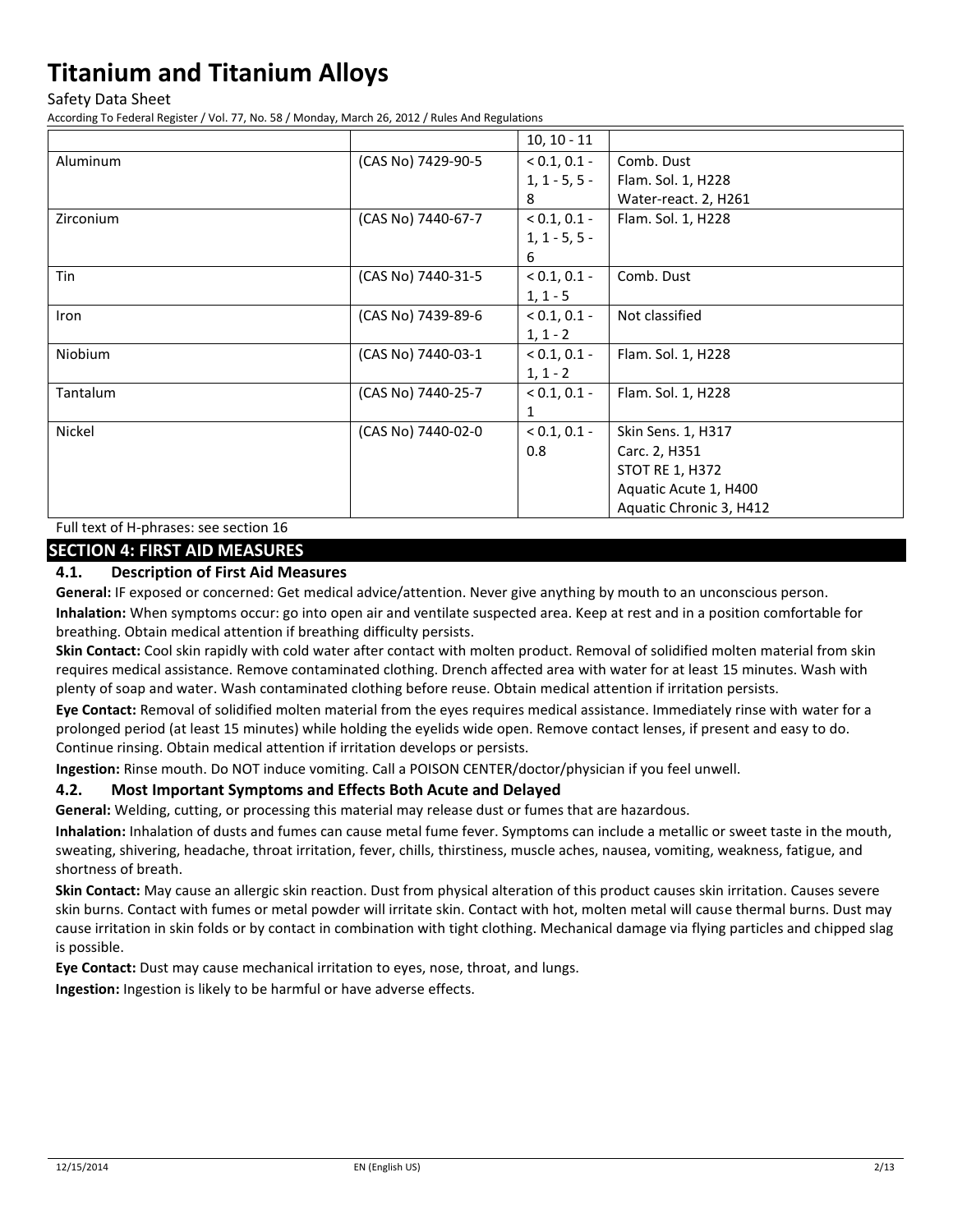|  |  | 10, 10 - 11 |  |
| --- | --- | --- | --- |
| Aluminum | (CAS No) 7429-90-5 | < 0.1, 0.1 - 1, 1 - 5, 5 - 8 | Comb. Dust<br>Flam. Sol. 1, H228<br>Water-react. 2, H261 |
| Zirconium | (CAS No) 7440-67-7 | < 0.1, 0.1 - 1, 1 - 5, 5 - 6 | Flam. Sol. 1, H228 |
| Tin | (CAS No) 7440-31-5 | < 0.1, 0.1 - 1, 1 - 5 | Comb. Dust |
| Iron | (CAS No) 7439-89-6 | < 0.1, 0.1 - 1, 1 - 2 | Not classified |
| Niobium | (CAS No) 7440-03-1 | < 0.1, 0.1 - 1, 1 - 2 | Flam. Sol. 1, H228 |
| Tantalum | (CAS No) 7440-25-7 | < 0.1, 0.1 - 1 | Flam. Sol. 1, H228 |
| Nickel | (CAS No) 7440-02-0 | < 0.1, 0.1 - 0.8 | Skin Sens. 1, H317<br>Carc. 2, H351<br>STOT RE 1, H372<br>Aquatic Acute 1, H400<br>Aquatic Chronic 3, H412 |

Full text of H-phrases: see section 16

## SECTION 4: FIRST AID MEASURES

### 4.1. Description of First Aid Measures

**General:** IF exposed or concerned: Get medical advice/attention. Never give anything by mouth to an unconscious person.

**Inhalation:** When symptoms occur: go into open air and ventilate suspected area. Keep at rest and in a position comfortable for breathing. Obtain medical attention if breathing difficulty persists.

**Skin Contact:** Cool skin rapidly with cold water after contact with molten product. Removal of solidified molten material from skin requires medical assistance. Remove contaminated clothing. Drench affected area with water for at least 15 minutes. Wash with plenty of soap and water. Wash contaminated clothing before reuse. Obtain medical attention if irritation persists.

**Eye Contact:** Removal of solidified molten material from the eyes requires medical assistance. Immediately rinse with water for a prolonged period (at least 15 minutes) while holding the eyelids wide open. Remove contact lenses, if present and easy to do. Continue rinsing. Obtain medical attention if irritation develops or persists.

**Ingestion:** Rinse mouth. Do NOT induce vomiting. Call a POISON CENTER/doctor/physician if you feel unwell.

### 4.2. Most Important Symptoms and Effects Both Acute and Delayed

**General:** Welding, cutting, or processing this material may release dust or fumes that are hazardous.

**Inhalation:** Inhalation of dusts and fumes can cause metal fume fever. Symptoms can include a metallic or sweet taste in the mouth, sweating, shivering, headache, throat irritation, fever, chills, thirstiness, muscle aches, nausea, vomiting, weakness, fatigue, and shortness of breath.

**Skin Contact:** May cause an allergic skin reaction. Dust from physical alteration of this product causes skin irritation. Causes severe skin burns. Contact with fumes or metal powder will irritate skin. Contact with hot, molten metal will cause thermal burns. Dust may cause irritation in skin folds or by contact in combination with tight clothing. Mechanical damage via flying particles and chipped slag is possible.

**Eye Contact:** Dust may cause mechanical irritation to eyes, nose, throat, and lungs.

**Ingestion:** Ingestion is likely to be harmful or have adverse effects.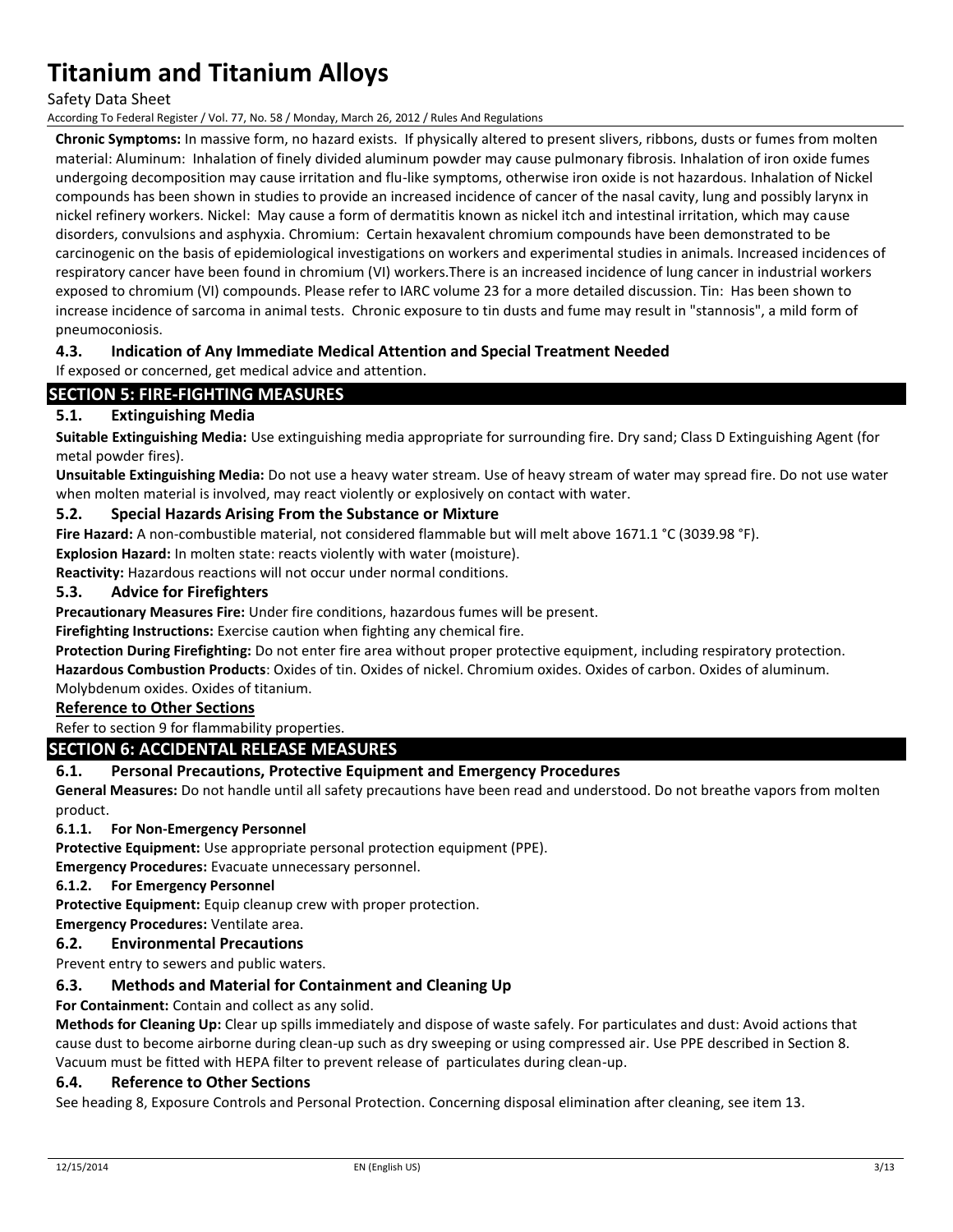**Chronic Symptoms:** In massive form, no hazard exists. If physically altered to present slivers, ribbons, dusts or fumes from molten material: Aluminum: Inhalation of finely divided aluminum powder may cause pulmonary fibrosis. Inhalation of iron oxide fumes undergoing decomposition may cause irritation and flu-like symptoms, otherwise iron oxide is not hazardous. Inhalation of Nickel compounds has been shown in studies to provide an increased incidence of cancer of the nasal cavity, lung and possibly larynx in nickel refinery workers. Nickel: May cause a form of dermatitis known as nickel itch and intestinal irritation, which may cause disorders, convulsions and asphyxia. Chromium: Certain hexavalent chromium compounds have been demonstrated to be carcinogenic on the basis of epidemiological investigations on workers and experimental studies in animals. Increased incidences of respiratory cancer have been found in chromium (VI) workers.There is an increased incidence of lung cancer in industrial workers exposed to chromium (VI) compounds. Please refer to IARC volume 23 for a more detailed discussion. Tin: Has been shown to increase incidence of sarcoma in animal tests. Chronic exposure to tin dusts and fume may result in "stannosis", a mild form of pneumoconiosis.

### 4.3. Indication of Any Immediate Medical Attention and Special Treatment Needed

If exposed or concerned, get medical advice and attention.

## SECTION 5: FIRE-FIGHTING MEASURES

### 5.1. Extinguishing Media

**Suitable Extinguishing Media:** Use extinguishing media appropriate for surrounding fire. Dry sand; Class D Extinguishing Agent (for metal powder fires).

**Unsuitable Extinguishing Media:** Do not use a heavy water stream. Use of heavy stream of water may spread fire. Do not use water when molten material is involved, may react violently or explosively on contact with water.

### 5.2. Special Hazards Arising From the Substance or Mixture

**Fire Hazard:** A non-combustible material, not considered flammable but will melt above 1671.1 °C (3039.98 °F).

**Explosion Hazard:** In molten state: reacts violently with water (moisture).

**Reactivity:** Hazardous reactions will not occur under normal conditions.

### 5.3. Advice for Firefighters

**Precautionary Measures Fire:** Under fire conditions, hazardous fumes will be present.

**Firefighting Instructions:** Exercise caution when fighting any chemical fire.

**Protection During Firefighting:** Do not enter fire area without proper protective equipment, including respiratory protection.

**Hazardous Combustion Products**: Oxides of tin. Oxides of nickel. Chromium oxides. Oxides of carbon. Oxides of aluminum. Molybdenum oxides. Oxides of titanium.

### Reference to Other Sections

Refer to section 9 for flammability properties.

## SECTION 6: ACCIDENTAL RELEASE MEASURES

### 6.1. Personal Precautions, Protective Equipment and Emergency Procedures

**General Measures:** Do not handle until all safety precautions have been read and understood. Do not breathe vapors from molten product.

#### 6.1.1. For Non-Emergency Personnel

**Protective Equipment:** Use appropriate personal protection equipment (PPE).

**Emergency Procedures:** Evacuate unnecessary personnel.

#### 6.1.2. For Emergency Personnel

**Protective Equipment:** Equip cleanup crew with proper protection.

**Emergency Procedures:** Ventilate area.

### 6.2. Environmental Precautions

Prevent entry to sewers and public waters.

### 6.3. Methods and Material for Containment and Cleaning Up

**For Containment:** Contain and collect as any solid.

**Methods for Cleaning Up:** Clear up spills immediately and dispose of waste safely. For particulates and dust: Avoid actions that cause dust to become airborne during clean-up such as dry sweeping or using compressed air. Use PPE described in Section 8. Vacuum must be fitted with HEPA filter to prevent release of particulates during clean-up.

### 6.4. Reference to Other Sections

See heading 8, Exposure Controls and Personal Protection. Concerning disposal elimination after cleaning, see item 13.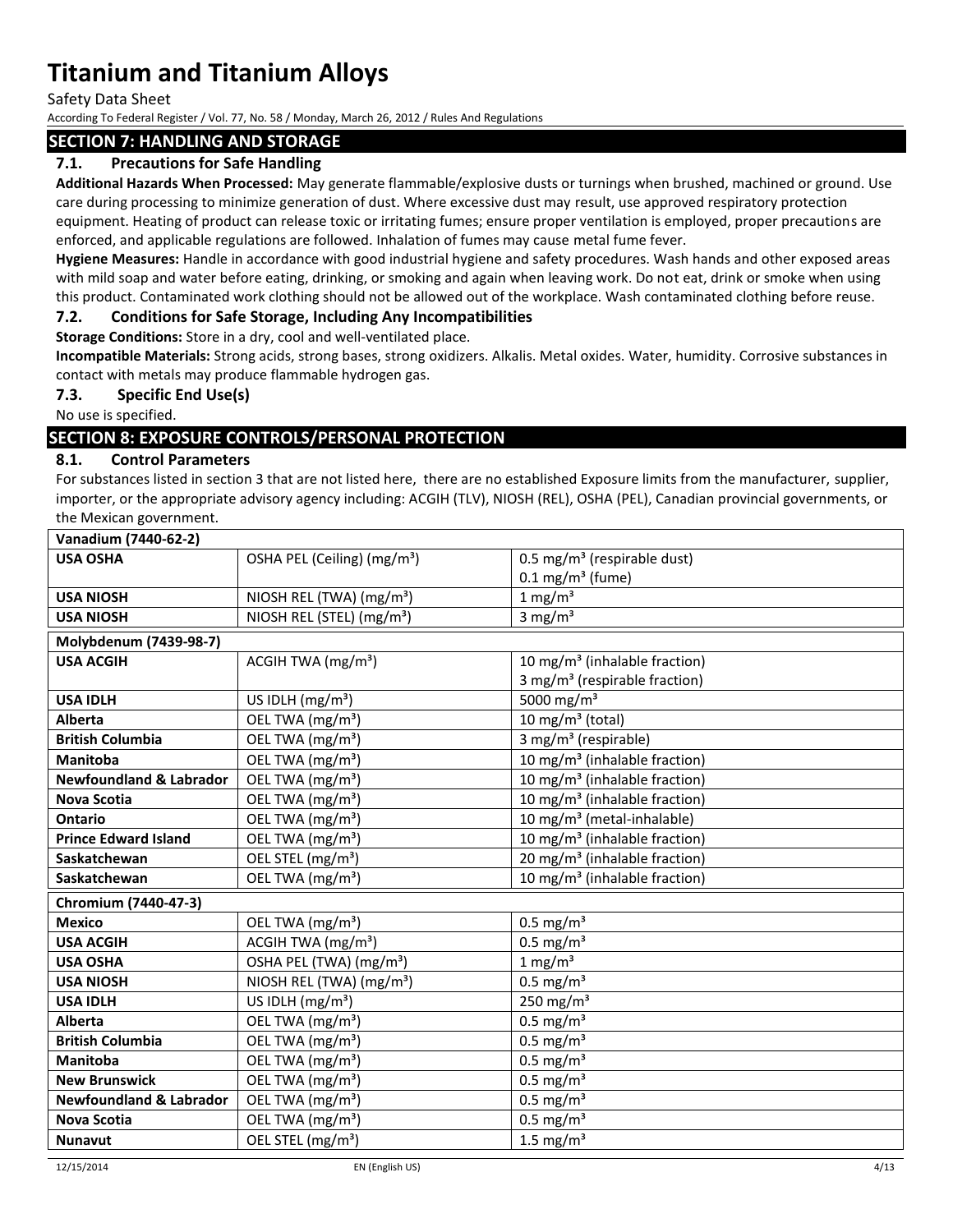## SECTION 7: HANDLING AND STORAGE

### 7.1. Precautions for Safe Handling

**Additional Hazards When Processed:** May generate flammable/explosive dusts or turnings when brushed, machined or ground. Use care during processing to minimize generation of dust. Where excessive dust may result, use approved respiratory protection equipment. Heating of product can release toxic or irritating fumes; ensure proper ventilation is employed, proper precautions are enforced, and applicable regulations are followed. Inhalation of fumes may cause metal fume fever.

**Hygiene Measures:** Handle in accordance with good industrial hygiene and safety procedures. Wash hands and other exposed areas with mild soap and water before eating, drinking, or smoking and again when leaving work. Do not eat, drink or smoke when using this product. Contaminated work clothing should not be allowed out of the workplace. Wash contaminated clothing before reuse.

### 7.2. Conditions for Safe Storage, Including Any Incompatibilities

**Storage Conditions:** Store in a dry, cool and well-ventilated place.

**Incompatible Materials:** Strong acids, strong bases, strong oxidizers. Alkalis. Metal oxides. Water, humidity. Corrosive substances in contact with metals may produce flammable hydrogen gas.

### 7.3. Specific End Use(s)

No use is specified.

## SECTION 8: EXPOSURE CONTROLS/PERSONAL PROTECTION

### 8.1. Control Parameters

For substances listed in section 3 that are not listed here, there are no established Exposure limits from the manufacturer, supplier, importer, or the appropriate advisory agency including: ACGIH (TLV), NIOSH (REL), OSHA (PEL), Canadian provincial governments, or the Mexican government.

| **Vanadium (7440-62-2)** | | |
|---|---|---|
| **USA OSHA** | OSHA PEL (Ceiling) ($mg/m^3$) | 0.5 $mg/m^3$ (respirable dust)<br>0.1 $mg/m^3$ (fume) |
| **USA NIOSH** | NIOSH REL (TWA) ($mg/m^3$) | 1 $mg/m^3$ |
| **USA NIOSH** | NIOSH REL (STEL) ($mg/m^3$) | 3 $mg/m^3$ |

| **Molybdenum (7439-98-7)** | | |
|---|---|---|
| **USA ACGIH** | ACGIH TWA ($mg/m^3$) | 10 $mg/m^3$ (inhalable fraction)<br>3 $mg/m^3$ (respirable fraction) |
| **USA IDLH** | US IDLH ($mg/m^3$) | 5000 $mg/m^3$ |
| **Alberta** | OEL TWA ($mg/m^3$) | 10 $mg/m^3$ (total) |
| **British Columbia** | OEL TWA ($mg/m^3$) | 3 $mg/m^3$ (respirable) |
| **Manitoba** | OEL TWA ($mg/m^3$) | 10 $mg/m^3$ (inhalable fraction) |
| **Newfoundland & Labrador** | OEL TWA ($mg/m^3$) | 10 $mg/m^3$ (inhalable fraction) |
| **Nova Scotia** | OEL TWA ($mg/m^3$) | 10 $mg/m^3$ (inhalable fraction) |
| **Ontario** | OEL TWA ($mg/m^3$) | 10 $mg/m^3$ (metal-inhalable) |
| **Prince Edward Island** | OEL TWA ($mg/m^3$) | 10 $mg/m^3$ (inhalable fraction) |
| **Saskatchewan** | OEL STEL ($mg/m^3$) | 20 $mg/m^3$ (inhalable fraction) |
| **Saskatchewan** | OEL TWA ($mg/m^3$) | 10 $mg/m^3$ (inhalable fraction) |

| **Chromium (7440-47-3)** | | |
|---|---|---|
| **Mexico** | OEL TWA ($mg/m^3$) | 0.5 $mg/m^3$ |
| **USA ACGIH** | ACGIH TWA ($mg/m^3$) | 0.5 $mg/m^3$ |
| **USA OSHA** | OSHA PEL (TWA) ($mg/m^3$) | 1 $mg/m^3$ |
| **USA NIOSH** | NIOSH REL (TWA) ($mg/m^3$) | 0.5 $mg/m^3$ |
| **USA IDLH** | US IDLH ($mg/m^3$) | 250 $mg/m^3$ |
| **Alberta** | OEL TWA ($mg/m^3$) | 0.5 $mg/m^3$ |
| **British Columbia** | OEL TWA ($mg/m^3$) | 0.5 $mg/m^3$ |
| **Manitoba** | OEL TWA ($mg/m^3$) | 0.5 $mg/m^3$ |
| **New Brunswick** | OEL TWA ($mg/m^3$) | 0.5 $mg/m^3$ |
| **Newfoundland & Labrador** | OEL TWA ($mg/m^3$) | 0.5 $mg/m^3$ |
| **Nova Scotia** | OEL TWA ($mg/m^3$) | 0.5 $mg/m^3$ |
| **Nunavut** | OEL STEL ($mg/m^3$) | 1.5 $mg/m^3$ |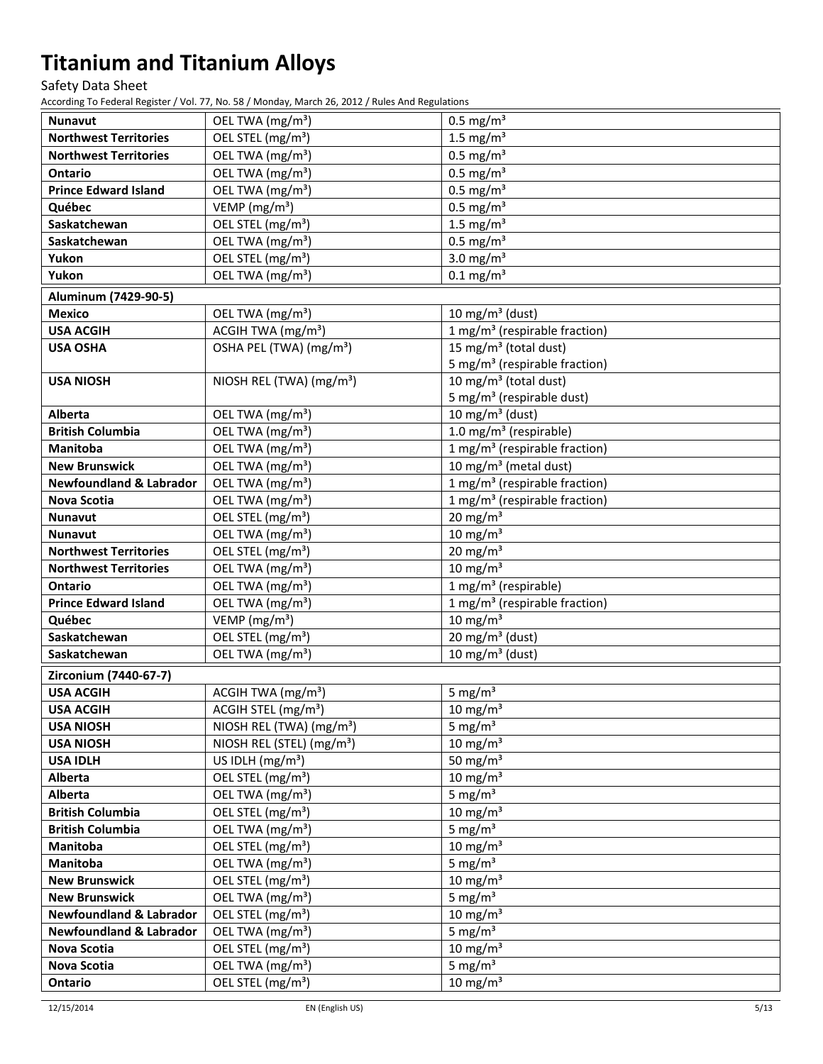| | | |
|---|---|---|
| **Nunavut** | OEL TWA (mg/m³) | 0.5 mg/m³ |
| **Northwest Territories** | OEL STEL (mg/m³) | 1.5 mg/m³ |
| **Northwest Territories** | OEL TWA (mg/m³) | 0.5 mg/m³ |
| **Ontario** | OEL TWA (mg/m³) | 0.5 mg/m³ |
| **Prince Edward Island** | OEL TWA (mg/m³) | 0.5 mg/m³ |
| **Québec** | VEMP (mg/m³) | 0.5 mg/m³ |
| **Saskatchewan** | OEL STEL (mg/m³) | 1.5 mg/m³ |
| **Saskatchewan** | OEL TWA (mg/m³) | 0.5 mg/m³ |
| **Yukon** | OEL STEL (mg/m³) | 3.0 mg/m³ |
| **Yukon** | OEL TWA (mg/m³) | 0.1 mg/m³ |

| **Aluminum (7429-90-5)** | | |
|---|---|---|
| **Mexico** | OEL TWA (mg/m³) | 10 mg/m³ (dust) |
| **USA ACGIH** | ACGIH TWA (mg/m³) | 1 mg/m³ (respirable fraction) |
| **USA OSHA** | OSHA PEL (TWA) (mg/m³) | 15 mg/m³ (total dust)<br>5 mg/m³ (respirable fraction) |
| **USA NIOSH** | NIOSH REL (TWA) (mg/m³) | 10 mg/m³ (total dust)<br>5 mg/m³ (respirable dust) |
| **Alberta** | OEL TWA (mg/m³) | 10 mg/m³ (dust) |
| **British Columbia** | OEL TWA (mg/m³) | 1.0 mg/m³ (respirable) |
| **Manitoba** | OEL TWA (mg/m³) | 1 mg/m³ (respirable fraction) |
| **New Brunswick** | OEL TWA (mg/m³) | 10 mg/m³ (metal dust) |
| **Newfoundland & Labrador** | OEL TWA (mg/m³) | 1 mg/m³ (respirable fraction) |
| **Nova Scotia** | OEL TWA (mg/m³) | 1 mg/m³ (respirable fraction) |
| **Nunavut** | OEL STEL (mg/m³) | 20 mg/m³ |
| **Nunavut** | OEL TWA (mg/m³) | 10 mg/m³ |
| **Northwest Territories** | OEL STEL (mg/m³) | 20 mg/m³ |
| **Northwest Territories** | OEL TWA (mg/m³) | 10 mg/m³ |
| **Ontario** | OEL TWA (mg/m³) | 1 mg/m³ (respirable) |
| **Prince Edward Island** | OEL TWA (mg/m³) | 1 mg/m³ (respirable fraction) |
| **Québec** | VEMP (mg/m³) | 10 mg/m³ |
| **Saskatchewan** | OEL STEL (mg/m³) | 20 mg/m³ (dust) |
| **Saskatchewan** | OEL TWA (mg/m³) | 10 mg/m³ (dust) |

| **Zirconium (7440-67-7)** | | |
|---|---|---|
| **USA ACGIH** | ACGIH TWA (mg/m³) | 5 mg/m³ |
| **USA ACGIH** | ACGIH STEL (mg/m³) | 10 mg/m³ |
| **USA NIOSH** | NIOSH REL (TWA) (mg/m³) | 5 mg/m³ |
| **USA NIOSH** | NIOSH REL (STEL) (mg/m³) | 10 mg/m³ |
| **USA IDLH** | US IDLH (mg/m³) | 50 mg/m³ |
| **Alberta** | OEL STEL (mg/m³) | 10 mg/m³ |
| **Alberta** | OEL TWA (mg/m³) | 5 mg/m³ |
| **British Columbia** | OEL STEL (mg/m³) | 10 mg/m³ |
| **British Columbia** | OEL TWA (mg/m³) | 5 mg/m³ |
| **Manitoba** | OEL STEL (mg/m³) | 10 mg/m³ |
| **Manitoba** | OEL TWA (mg/m³) | 5 mg/m³ |
| **New Brunswick** | OEL STEL (mg/m³) | 10 mg/m³ |
| **New Brunswick** | OEL TWA (mg/m³) | 5 mg/m³ |
| **Newfoundland & Labrador** | OEL STEL (mg/m³) | 10 mg/m³ |
| **Newfoundland & Labrador** | OEL TWA (mg/m³) | 5 mg/m³ |
| **Nova Scotia** | OEL STEL (mg/m³) | 10 mg/m³ |
| **Nova Scotia** | OEL TWA (mg/m³) | 5 mg/m³ |
| **Ontario** | OEL STEL (mg/m³) | 10 mg/m³ |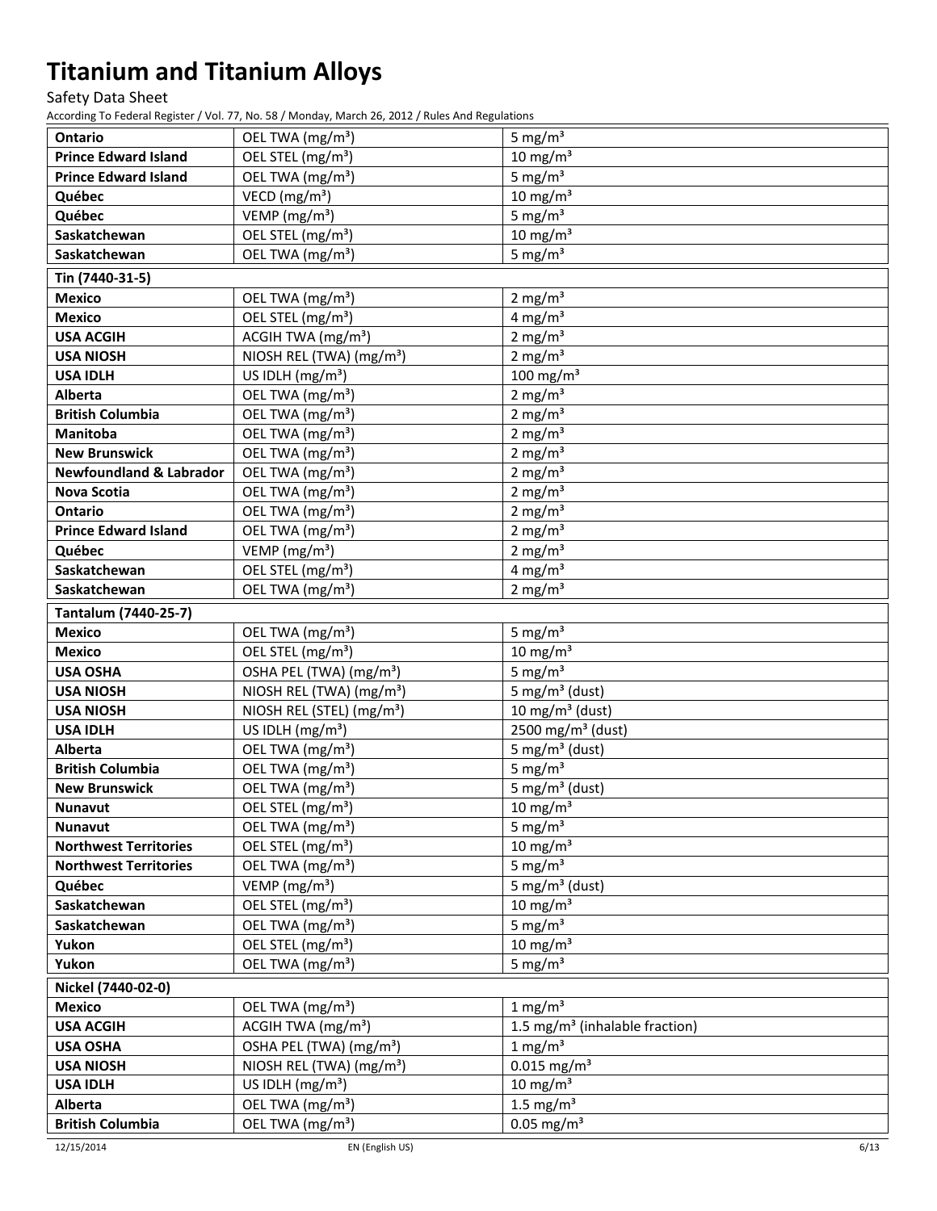# Titanium and Titanium Alloys

Safety Data Sheet

According To Federal Register / Vol. 77, No. 58 / Monday, March 26, 2012 / Rules And Regulations

| | | |
|---|---|---|
| **Ontario** | OEL TWA (mg/m³) | 5 mg/m³ |
| **Prince Edward Island** | OEL STEL (mg/m³) | 10 mg/m³ |
| **Prince Edward Island** | OEL TWA (mg/m³) | 5 mg/m³ |
| **Québec** | VECD (mg/m³) | 10 mg/m³ |
| **Québec** | VEMP (mg/m³) | 5 mg/m³ |
| **Saskatchewan** | OEL STEL (mg/m³) | 10 mg/m³ |
| **Saskatchewan** | OEL TWA (mg/m³) | 5 mg/m³ |
| **Tin (7440-31-5)** | | |
| **Mexico** | OEL TWA (mg/m³) | 2 mg/m³ |
| **Mexico** | OEL STEL (mg/m³) | 4 mg/m³ |
| **USA ACGIH** | ACGIH TWA (mg/m³) | 2 mg/m³ |
| **USA NIOSH** | NIOSH REL (TWA) (mg/m³) | 2 mg/m³ |
| **USA IDLH** | US IDLH (mg/m³) | 100 mg/m³ |
| **Alberta** | OEL TWA (mg/m³) | 2 mg/m³ |
| **British Columbia** | OEL TWA (mg/m³) | 2 mg/m³ |
| **Manitoba** | OEL TWA (mg/m³) | 2 mg/m³ |
| **New Brunswick** | OEL TWA (mg/m³) | 2 mg/m³ |
| **Newfoundland & Labrador** | OEL TWA (mg/m³) | 2 mg/m³ |
| **Nova Scotia** | OEL TWA (mg/m³) | 2 mg/m³ |
| **Ontario** | OEL TWA (mg/m³) | 2 mg/m³ |
| **Prince Edward Island** | OEL TWA (mg/m³) | 2 mg/m³ |
| **Québec** | VEMP (mg/m³) | 2 mg/m³ |
| **Saskatchewan** | OEL STEL (mg/m³) | 4 mg/m³ |
| **Saskatchewan** | OEL TWA (mg/m³) | 2 mg/m³ |
| **Tantalum (7440-25-7)** | | |
| **Mexico** | OEL TWA (mg/m³) | 5 mg/m³ |
| **Mexico** | OEL STEL (mg/m³) | 10 mg/m³ |
| **USA OSHA** | OSHA PEL (TWA) (mg/m³) | 5 mg/m³ |
| **USA NIOSH** | NIOSH REL (TWA) (mg/m³) | 5 mg/m³ (dust) |
| **USA NIOSH** | NIOSH REL (STEL) (mg/m³) | 10 mg/m³ (dust) |
| **USA IDLH** | US IDLH (mg/m³) | 2500 mg/m³ (dust) |
| **Alberta** | OEL TWA (mg/m³) | 5 mg/m³ (dust) |
| **British Columbia** | OEL TWA (mg/m³) | 5 mg/m³ |
| **New Brunswick** | OEL TWA (mg/m³) | 5 mg/m³ (dust) |
| **Nunavut** | OEL STEL (mg/m³) | 10 mg/m³ |
| **Nunavut** | OEL TWA (mg/m³) | 5 mg/m³ |
| **Northwest Territories** | OEL STEL (mg/m³) | 10 mg/m³ |
| **Northwest Territories** | OEL TWA (mg/m³) | 5 mg/m³ |
| **Québec** | VEMP (mg/m³) | 5 mg/m³ (dust) |
| **Saskatchewan** | OEL STEL (mg/m³) | 10 mg/m³ |
| **Saskatchewan** | OEL TWA (mg/m³) | 5 mg/m³ |
| **Yukon** | OEL STEL (mg/m³) | 10 mg/m³ |
| **Yukon** | OEL TWA (mg/m³) | 5 mg/m³ |
| **Nickel (7440-02-0)** | | |
| **Mexico** | OEL TWA (mg/m³) | 1 mg/m³ |
| **USA ACGIH** | ACGIH TWA (mg/m³) | 1.5 mg/m³ (inhalable fraction) |
| **USA OSHA** | OSHA PEL (TWA) (mg/m³) | 1 mg/m³ |
| **USA NIOSH** | NIOSH REL (TWA) (mg/m³) | 0.015 mg/m³ |
| **USA IDLH** | US IDLH (mg/m³) | 10 mg/m³ |
| **Alberta** | OEL TWA (mg/m³) | 1.5 mg/m³ |
| **British Columbia** | OEL TWA (mg/m³) | 0.05 mg/m³ |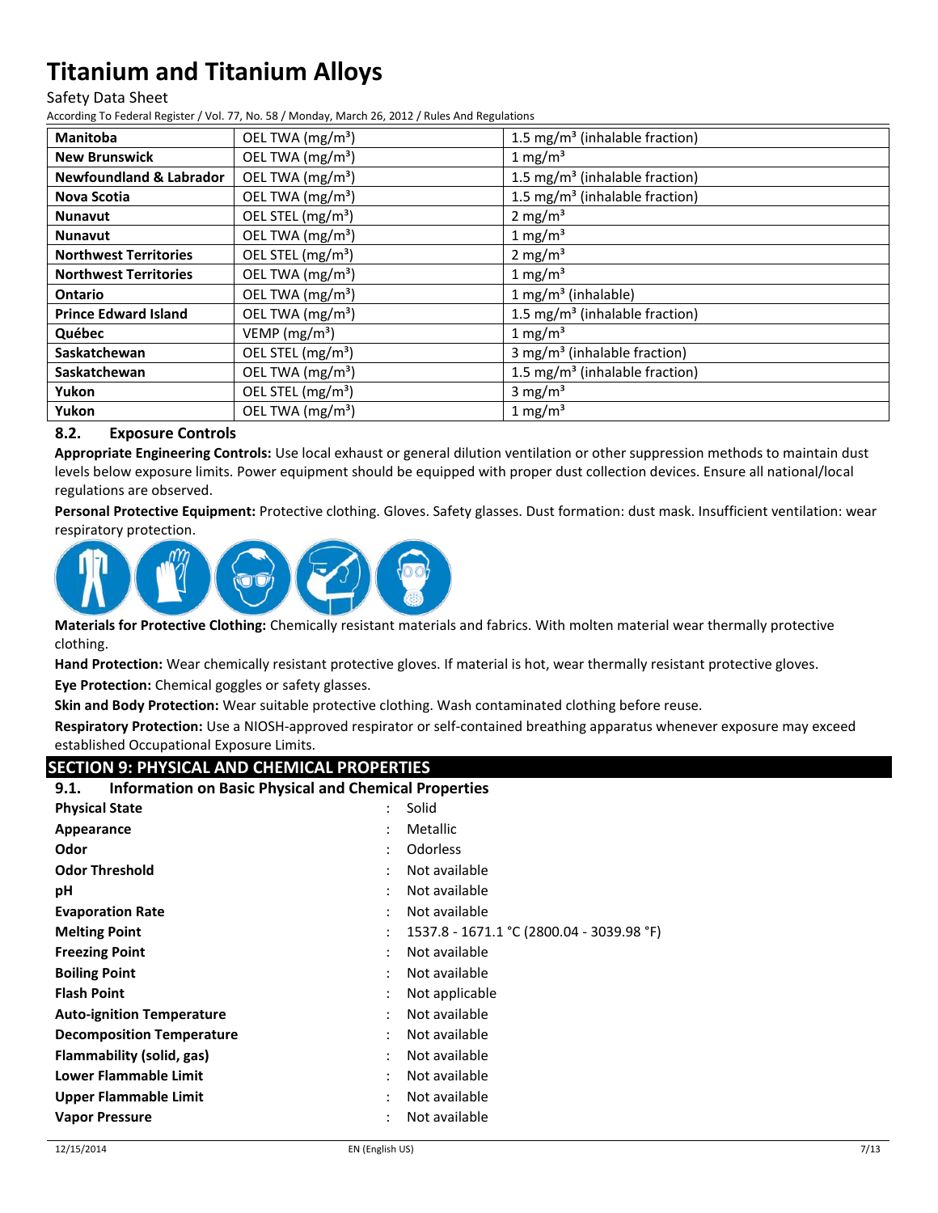| Manitoba | OEL TWA (mg/m³) | 1.5 mg/m³ (inhalable fraction) |
|---|---|---|
| New Brunswick | OEL TWA (mg/m³) | 1 mg/m³ |
| Newfoundland & Labrador | OEL TWA (mg/m³) | 1.5 mg/m³ (inhalable fraction) |
| Nova Scotia | OEL TWA (mg/m³) | 1.5 mg/m³ (inhalable fraction) |
| Nunavut | OEL STEL (mg/m³) | 2 mg/m³ |
| Nunavut | OEL TWA (mg/m³) | 1 mg/m³ |
| Northwest Territories | OEL STEL (mg/m³) | 2 mg/m³ |
| Northwest Territories | OEL TWA (mg/m³) | 1 mg/m³ |
| Ontario | OEL TWA (mg/m³) | 1 mg/m³ (inhalable) |
| Prince Edward Island | OEL TWA (mg/m³) | 1.5 mg/m³ (inhalable fraction) |
| Québec | VEMP (mg/m³) | 1 mg/m³ |
| Saskatchewan | OEL STEL (mg/m³) | 3 mg/m³ (inhalable fraction) |
| Saskatchewan | OEL TWA (mg/m³) | 1.5 mg/m³ (inhalable fraction) |
| Yukon | OEL STEL (mg/m³) | 3 mg/m³ |
| Yukon | OEL TWA (mg/m³) | 1 mg/m³ |

### 8.2. Exposure Controls

**Appropriate Engineering Controls:** Use local exhaust or general dilution ventilation or other suppression methods to maintain dust levels below exposure limits. Power equipment should be equipped with proper dust collection devices. Ensure all national/local regulations are observed.

**Personal Protective Equipment:** Protective clothing. Gloves. Safety glasses. Dust formation: dust mask. Insufficient ventilation: wear respiratory protection.

**Materials for Protective Clothing:** Chemically resistant materials and fabrics. With molten material wear thermally protective clothing.

**Hand Protection:** Wear chemically resistant protective gloves. If material is hot, wear thermally resistant protective gloves.

**Eye Protection:** Chemical goggles or safety glasses.

**Skin and Body Protection:** Wear suitable protective clothing. Wash contaminated clothing before reuse.

**Respiratory Protection:** Use a NIOSH-approved respirator or self-contained breathing apparatus whenever exposure may exceed established Occupational Exposure Limits.

## SECTION 9: PHYSICAL AND CHEMICAL PROPERTIES

### 9.1. Information on Basic Physical and Chemical Properties

| | | |
|---|---|---|
| **Physical State** | : | Solid |
| **Appearance** | : | Metallic |
| **Odor** | : | Odorless |
| **Odor Threshold** | : | Not available |
| **pH** | : | Not available |
| **Evaporation Rate** | : | Not available |
| **Melting Point** | : | 1537.8 - 1671.1 °C (2800.04 - 3039.98 °F) |
| **Freezing Point** | : | Not available |
| **Boiling Point** | : | Not available |
| **Flash Point** | : | Not applicable |
| **Auto-ignition Temperature** | : | Not available |
| **Decomposition Temperature** | : | Not available |
| **Flammability (solid, gas)** | : | Not available |
| **Lower Flammable Limit** | : | Not available |
| **Upper Flammable Limit** | : | Not available |
| **Vapor Pressure** | : | Not available |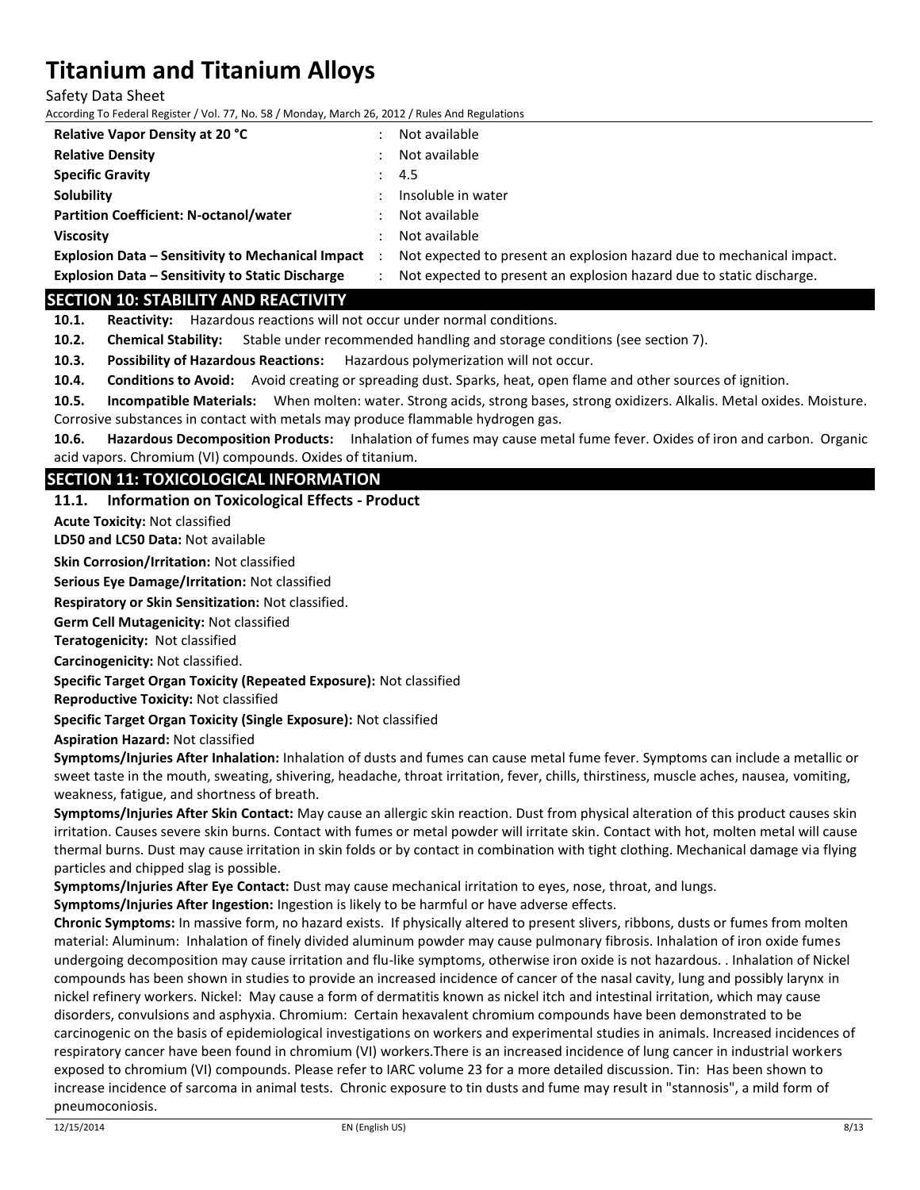| Property | | Value |
|---|---|---|
| **Relative Vapor Density at 20 °C** | : | Not available |
| **Relative Density** | : | Not available |
| **Specific Gravity** | : | 4.5 |
| **Solubility** | : | Insoluble in water |
| **Partition Coefficient: N-octanol/water** | : | Not available |
| **Viscosity** | : | Not available |
| **Explosion Data – Sensitivity to Mechanical Impact** | : | Not expected to present an explosion hazard due to mechanical impact. |
| **Explosion Data – Sensitivity to Static Discharge** | : | Not expected to present an explosion hazard due to static discharge. |

## SECTION 10: STABILITY AND REACTIVITY

**10.1. Reactivity:** Hazardous reactions will not occur under normal conditions.

**10.2. Chemical Stability:** Stable under recommended handling and storage conditions (see section 7).

**10.3. Possibility of Hazardous Reactions:** Hazardous polymerization will not occur.

**10.4. Conditions to Avoid:** Avoid creating or spreading dust. Sparks, heat, open flame and other sources of ignition.

**10.5. Incompatible Materials:** When molten: water. Strong acids, strong bases, strong oxidizers. Alkalis. Metal oxides. Moisture. Corrosive substances in contact with metals may produce flammable hydrogen gas.

**10.6. Hazardous Decomposition Products:** Inhalation of fumes may cause metal fume fever. Oxides of iron and carbon. Organic acid vapors. Chromium (VI) compounds. Oxides of titanium.

## SECTION 11: TOXICOLOGICAL INFORMATION

### 11.1. Information on Toxicological Effects - Product

**Acute Toxicity:** Not classified

**LD50 and LC50 Data:** Not available

**Skin Corrosion/Irritation:** Not classified

**Serious Eye Damage/Irritation:** Not classified

**Respiratory or Skin Sensitization:** Not classified.

**Germ Cell Mutagenicity:** Not classified

**Teratogenicity:** Not classified

**Carcinogenicity:** Not classified.

**Specific Target Organ Toxicity (Repeated Exposure):** Not classified

**Reproductive Toxicity:** Not classified

**Specific Target Organ Toxicity (Single Exposure):** Not classified

**Aspiration Hazard:** Not classified

**Symptoms/Injuries After Inhalation:** Inhalation of dusts and fumes can cause metal fume fever. Symptoms can include a metallic or sweet taste in the mouth, sweating, shivering, headache, throat irritation, fever, chills, thirstiness, muscle aches, nausea, vomiting, weakness, fatigue, and shortness of breath.

**Symptoms/Injuries After Skin Contact:** May cause an allergic skin reaction. Dust from physical alteration of this product causes skin irritation. Causes severe skin burns. Contact with fumes or metal powder will irritate skin. Contact with hot, molten metal will cause thermal burns. Dust may cause irritation in skin folds or by contact in combination with tight clothing. Mechanical damage via flying particles and chipped slag is possible.

**Symptoms/Injuries After Eye Contact:** Dust may cause mechanical irritation to eyes, nose, throat, and lungs.

**Symptoms/Injuries After Ingestion:** Ingestion is likely to be harmful or have adverse effects.

**Chronic Symptoms:** In massive form, no hazard exists. If physically altered to present slivers, ribbons, dusts or fumes from molten material: Aluminum: Inhalation of finely divided aluminum powder may cause pulmonary fibrosis. Inhalation of iron oxide fumes undergoing decomposition may cause irritation and flu-like symptoms, otherwise iron oxide is not hazardous. . Inhalation of Nickel compounds has been shown in studies to provide an increased incidence of cancer of the nasal cavity, lung and possibly larynx in nickel refinery workers. Nickel: May cause a form of dermatitis known as nickel itch and intestinal irritation, which may cause disorders, convulsions and asphyxia. Chromium: Certain hexavalent chromium compounds have been demonstrated to be carcinogenic on the basis of epidemiological investigations on workers and experimental studies in animals. Increased incidences of respiratory cancer have been found in chromium (VI) workers.There is an increased incidence of lung cancer in industrial workers exposed to chromium (VI) compounds. Please refer to IARC volume 23 for a more detailed discussion. Tin: Has been shown to increase incidence of sarcoma in animal tests. Chronic exposure to tin dusts and fume may result in "stannosis", a mild form of pneumoconiosis.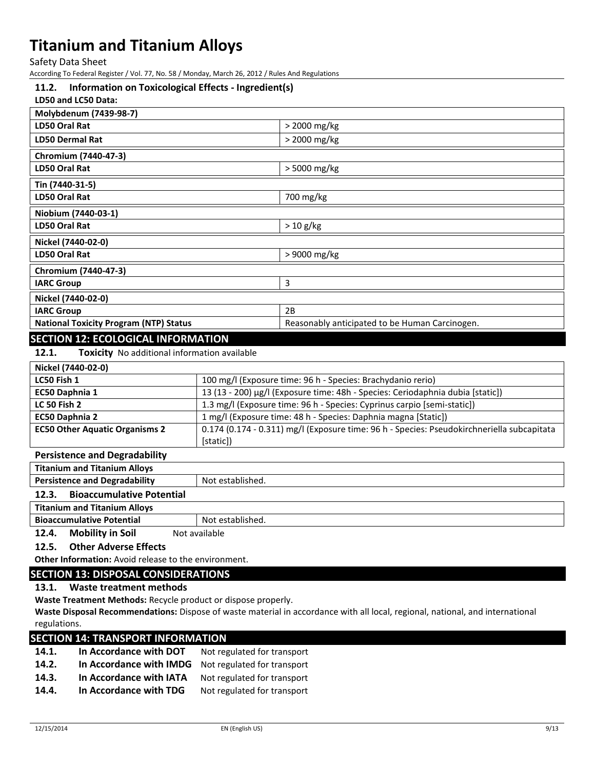### 11.2. Information on Toxicological Effects - Ingredient(s)

**LD50 and LC50 Data:**

| **Molybdenum (7439-98-7)** | |
|---|---|
| **LD50 Oral Rat** | > 2000 mg/kg |
| **LD50 Dermal Rat** | > 2000 mg/kg |

| **Chromium (7440-47-3)** | |
|---|---|
| **LD50 Oral Rat** | > 5000 mg/kg |

| **Tin (7440-31-5)** | |
|---|---|
| **LD50 Oral Rat** | 700 mg/kg |

| **Niobium (7440-03-1)** | |
|---|---|
| **LD50 Oral Rat** | > 10 g/kg |

| **Nickel (7440-02-0)** | |
|---|---|
| **LD50 Oral Rat** | > 9000 mg/kg |

| **Chromium (7440-47-3)** | |
|---|---|
| **IARC Group** | 3 |

| **Nickel (7440-02-0)** | |
|---|---|
| **IARC Group** | 2B |
| **National Toxicity Program (NTP) Status** | Reasonably anticipated to be Human Carcinogen. |

## SECTION 12: ECOLOGICAL INFORMATION

**12.1. Toxicity** No additional information available

| **Nickel (7440-02-0)** | |
|---|---|
| **LC50 Fish 1** | 100 mg/l (Exposure time: 96 h - Species: Brachydanio rerio) |
| **EC50 Daphnia 1** | 13 (13 - 200) µg/l (Exposure time: 48h - Species: Ceriodaphnia dubia [static]) |
| **LC 50 Fish 2** | 1.3 mg/l (Exposure time: 96 h - Species: Cyprinus carpio [semi-static]) |
| **EC50 Daphnia 2** | 1 mg/l (Exposure time: 48 h - Species: Daphnia magna [Static]) |
| **EC50 Other Aquatic Organisms 2** | 0.174 (0.174 - 0.311) mg/l (Exposure time: 96 h - Species: Pseudokirchneriella subcapitata [static]) |

**Persistence and Degradability**

| **Titanium and Titanium Alloys** | |
|---|---|
| **Persistence and Degradability** | Not established. |

**12.3. Bioaccumulative Potential**

| **Titanium and Titanium Alloys** | |
|---|---|
| **Bioaccumulative Potential** | Not established. |

**12.4. Mobility in Soil** Not available

**12.5. Other Adverse Effects**

**Other Information:** Avoid release to the environment.

## SECTION 13: DISPOSAL CONSIDERATIONS

**13.1. Waste treatment methods**

**Waste Treatment Methods:** Recycle product or dispose properly.

**Waste Disposal Recommendations:** Dispose of waste material in accordance with all local, regional, national, and international regulations.

## SECTION 14: TRANSPORT INFORMATION

**14.1. In Accordance with DOT** Not regulated for transport

**14.2. In Accordance with IMDG** Not regulated for transport

**14.3. In Accordance with IATA** Not regulated for transport

**14.4. In Accordance with TDG** Not regulated for transport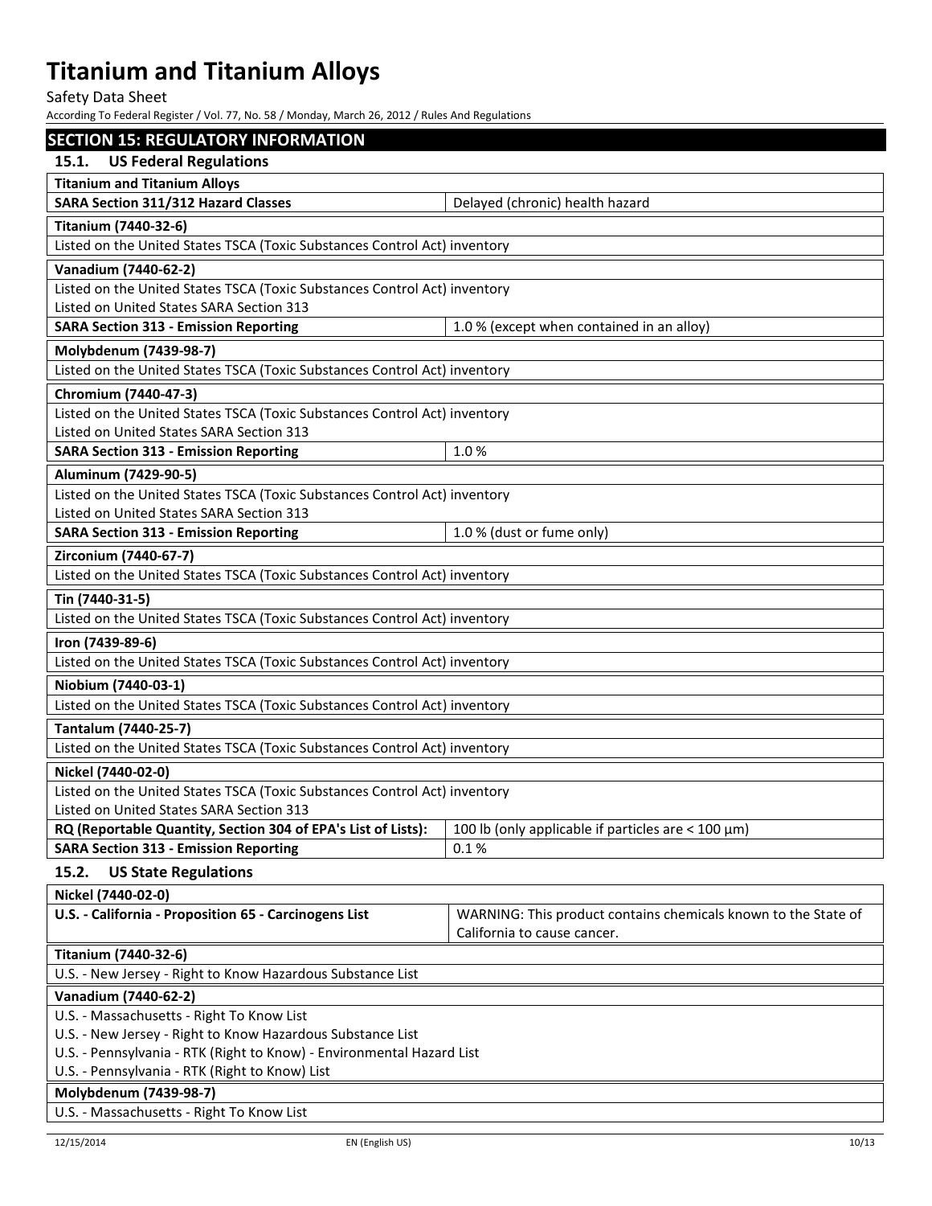## SECTION 15: REGULATORY INFORMATION

### 15.1. US Federal Regulations

| **Titanium and Titanium Alloys** | |
|---|---|
| **SARA Section 311/312 Hazard Classes** | Delayed (chronic) health hazard |

| **Titanium (7440-32-6)** | |
|---|---|
| Listed on the United States TSCA (Toxic Substances Control Act) inventory | |

| **Vanadium (7440-62-2)** | |
|---|---|
| Listed on the United States TSCA (Toxic Substances Control Act) inventory<br>Listed on United States SARA Section 313 | |
| **SARA Section 313 - Emission Reporting** | 1.0 % (except when contained in an alloy) |

| **Molybdenum (7439-98-7)** | |
|---|---|
| Listed on the United States TSCA (Toxic Substances Control Act) inventory | |

| **Chromium (7440-47-3)** | |
|---|---|
| Listed on the United States TSCA (Toxic Substances Control Act) inventory<br>Listed on United States SARA Section 313 | |
| **SARA Section 313 - Emission Reporting** | 1.0 % |

| **Aluminum (7429-90-5)** | |
|---|---|
| Listed on the United States TSCA (Toxic Substances Control Act) inventory<br>Listed on United States SARA Section 313 | |
| **SARA Section 313 - Emission Reporting** | 1.0 % (dust or fume only) |

| **Zirconium (7440-67-7)** | |
|---|---|
| Listed on the United States TSCA (Toxic Substances Control Act) inventory | |

| **Tin (7440-31-5)** | |
|---|---|
| Listed on the United States TSCA (Toxic Substances Control Act) inventory | |

| **Iron (7439-89-6)** | |
|---|---|
| Listed on the United States TSCA (Toxic Substances Control Act) inventory | |

| **Niobium (7440-03-1)** | |
|---|---|
| Listed on the United States TSCA (Toxic Substances Control Act) inventory | |

| **Tantalum (7440-25-7)** | |
|---|---|
| Listed on the United States TSCA (Toxic Substances Control Act) inventory | |

| **Nickel (7440-02-0)** | |
|---|---|
| Listed on the United States TSCA (Toxic Substances Control Act) inventory<br>Listed on United States SARA Section 313 | |
| **RQ (Reportable Quantity, Section 304 of EPA's List of Lists):** | 100 lb (only applicable if particles are < 100 µm) |
| **SARA Section 313 - Emission Reporting** | 0.1 % |

### 15.2. US State Regulations

| **Nickel (7440-02-0)** | |
|---|---|
| **U.S. - California - Proposition 65 - Carcinogens List** | WARNING: This product contains chemicals known to the State of California to cause cancer. |

| **Titanium (7440-32-6)** |
|---|
| U.S. - New Jersey - Right to Know Hazardous Substance List |

| **Vanadium (7440-62-2)** |
|---|
| U.S. - Massachusetts - Right To Know List<br>U.S. - New Jersey - Right to Know Hazardous Substance List<br>U.S. - Pennsylvania - RTK (Right to Know) - Environmental Hazard List<br>U.S. - Pennsylvania - RTK (Right to Know) List |

| **Molybdenum (7439-98-7)** |
|---|
| U.S. - Massachusetts - Right To Know List |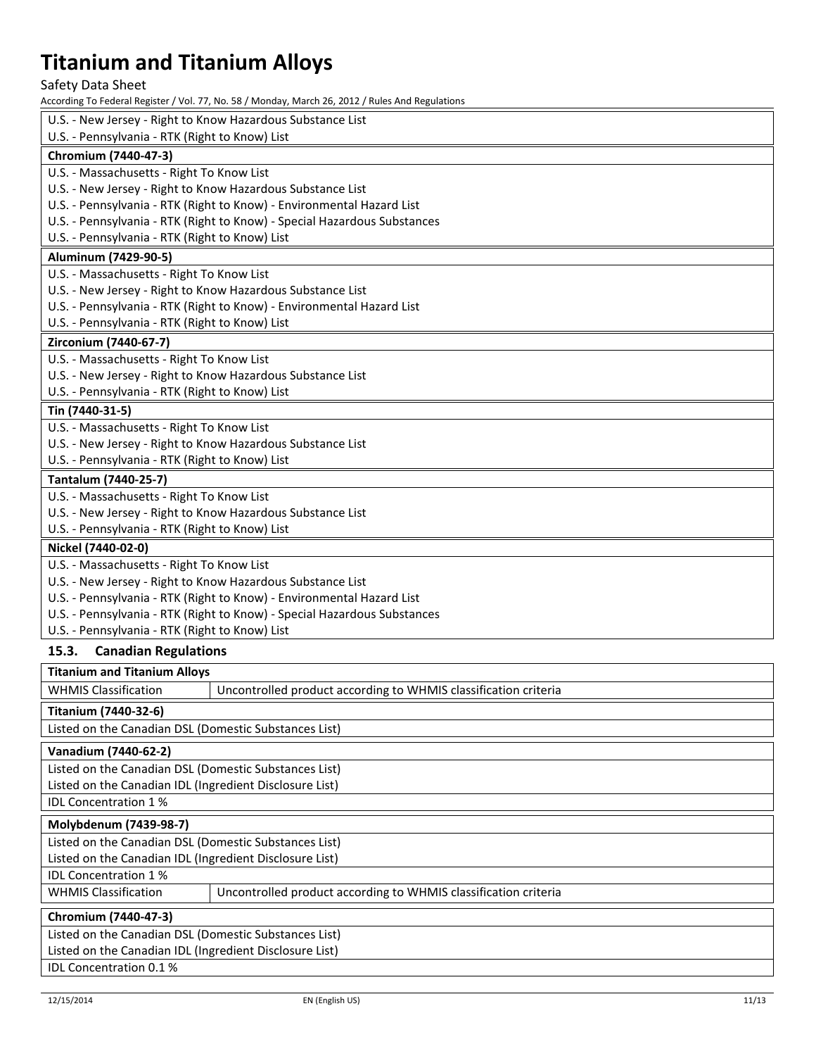| U.S. - New Jersey - Right to Know Hazardous Substance List |
|---|
| U.S. - Pennsylvania - RTK (Right to Know) List |

| **Chromium (7440-47-3)** |
|---|
| U.S. - Massachusetts - Right To Know List |
| U.S. - New Jersey - Right to Know Hazardous Substance List |
| U.S. - Pennsylvania - RTK (Right to Know) - Environmental Hazard List |
| U.S. - Pennsylvania - RTK (Right to Know) - Special Hazardous Substances |
| U.S. - Pennsylvania - RTK (Right to Know) List |

| **Aluminum (7429-90-5)** |
|---|
| U.S. - Massachusetts - Right To Know List |
| U.S. - New Jersey - Right to Know Hazardous Substance List |
| U.S. - Pennsylvania - RTK (Right to Know) - Environmental Hazard List |
| U.S. - Pennsylvania - RTK (Right to Know) List |

| **Zirconium (7440-67-7)** |
|---|
| U.S. - Massachusetts - Right To Know List |
| U.S. - New Jersey - Right to Know Hazardous Substance List |
| U.S. - Pennsylvania - RTK (Right to Know) List |

| **Tin (7440-31-5)** |
|---|
| U.S. - Massachusetts - Right To Know List |
| U.S. - New Jersey - Right to Know Hazardous Substance List |
| U.S. - Pennsylvania - RTK (Right to Know) List |

| **Tantalum (7440-25-7)** |
|---|
| U.S. - Massachusetts - Right To Know List |
| U.S. - New Jersey - Right to Know Hazardous Substance List |
| U.S. - Pennsylvania - RTK (Right to Know) List |

| **Nickel (7440-02-0)** |
|---|
| U.S. - Massachusetts - Right To Know List |
| U.S. - New Jersey - Right to Know Hazardous Substance List |
| U.S. - Pennsylvania - RTK (Right to Know) - Environmental Hazard List |
| U.S. - Pennsylvania - RTK (Right to Know) - Special Hazardous Substances |
| U.S. - Pennsylvania - RTK (Right to Know) List |

### 15.3. Canadian Regulations

| **Titanium and Titanium Alloys** | |
|---|---|
| WHMIS Classification | Uncontrolled product according to WHMIS classification criteria |

| **Titanium (7440-32-6)** |
|---|
| Listed on the Canadian DSL (Domestic Substances List) |

| **Vanadium (7440-62-2)** |
|---|
| Listed on the Canadian DSL (Domestic Substances List) |
| Listed on the Canadian IDL (Ingredient Disclosure List) |
| IDL Concentration 1 % |

| **Molybdenum (7439-98-7)** | |
|---|---|
| Listed on the Canadian DSL (Domestic Substances List) | |
| Listed on the Canadian IDL (Ingredient Disclosure List) | |
| IDL Concentration 1 % | |
| WHMIS Classification | Uncontrolled product according to WHMIS classification criteria |

| **Chromium (7440-47-3)** |
|---|
| Listed on the Canadian DSL (Domestic Substances List) |
| Listed on the Canadian IDL (Ingredient Disclosure List) |
| IDL Concentration 0.1 % |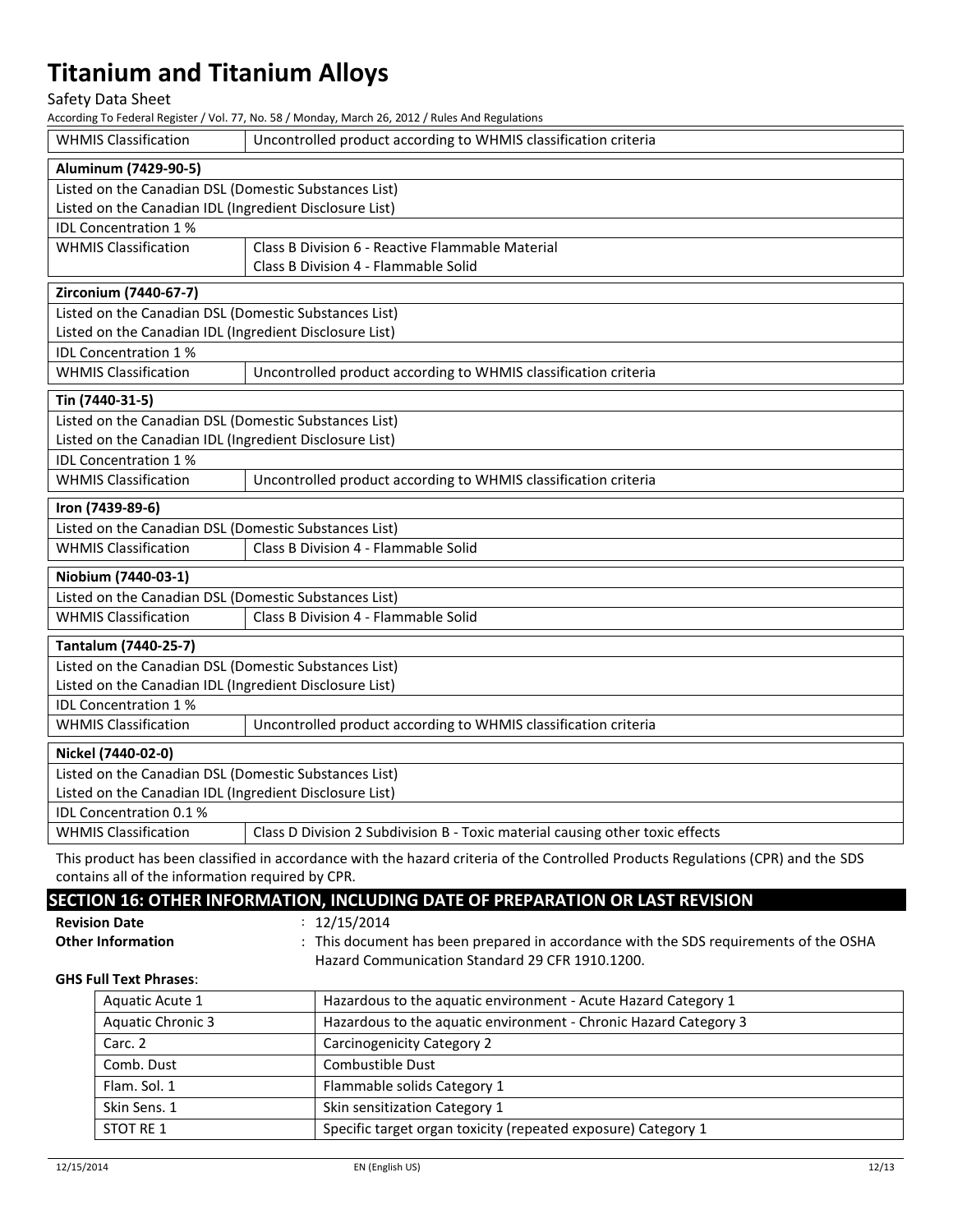| WHMIS Classification | Uncontrolled product according to WHMIS classification criteria |
|---|---|

| **Aluminum (7429-90-5)** | |
|---|---|
| Listed on the Canadian DSL (Domestic Substances List) | |
| Listed on the Canadian IDL (Ingredient Disclosure List) | |
| IDL Concentration 1 % | |
| WHMIS Classification | Class B Division 6 - Reactive Flammable Material<br>Class B Division 4 - Flammable Solid |

| **Zirconium (7440-67-7)** | |
|---|---|
| Listed on the Canadian DSL (Domestic Substances List) | |
| Listed on the Canadian IDL (Ingredient Disclosure List) | |
| IDL Concentration 1 % | |
| WHMIS Classification | Uncontrolled product according to WHMIS classification criteria |

| **Tin (7440-31-5)** | |
|---|---|
| Listed on the Canadian DSL (Domestic Substances List) | |
| Listed on the Canadian IDL (Ingredient Disclosure List) | |
| IDL Concentration 1 % | |
| WHMIS Classification | Uncontrolled product according to WHMIS classification criteria |

| **Iron (7439-89-6)** | |
|---|---|
| Listed on the Canadian DSL (Domestic Substances List) | |
| WHMIS Classification | Class B Division 4 - Flammable Solid |

| **Niobium (7440-03-1)** | |
|---|---|
| Listed on the Canadian DSL (Domestic Substances List) | |
| WHMIS Classification | Class B Division 4 - Flammable Solid |

| **Tantalum (7440-25-7)** | |
|---|---|
| Listed on the Canadian DSL (Domestic Substances List) | |
| Listed on the Canadian IDL (Ingredient Disclosure List) | |
| IDL Concentration 1 % | |
| WHMIS Classification | Uncontrolled product according to WHMIS classification criteria |

| **Nickel (7440-02-0)** | |
|---|---|
| Listed on the Canadian DSL (Domestic Substances List) | |
| Listed on the Canadian IDL (Ingredient Disclosure List) | |
| IDL Concentration 0.1 % | |
| WHMIS Classification | Class D Division 2 Subdivision B - Toxic material causing other toxic effects |

This product has been classified in accordance with the hazard criteria of the Controlled Products Regulations (CPR) and the SDS contains all of the information required by CPR.

## SECTION 16: OTHER INFORMATION, INCLUDING DATE OF PREPARATION OR LAST REVISION

**Revision Date** : 12/15/2014

**Other Information** : This document has been prepared in accordance with the SDS requirements of the OSHA Hazard Communication Standard 29 CFR 1910.1200.

**GHS Full Text Phrases**:

| | |
|---|---|
| Aquatic Acute 1 | Hazardous to the aquatic environment - Acute Hazard Category 1 |
| Aquatic Chronic 3 | Hazardous to the aquatic environment - Chronic Hazard Category 3 |
| Carc. 2 | Carcinogenicity Category 2 |
| Comb. Dust | Combustible Dust |
| Flam. Sol. 1 | Flammable solids Category 1 |
| Skin Sens. 1 | Skin sensitization Category 1 |
| STOT RE 1 | Specific target organ toxicity (repeated exposure) Category 1 |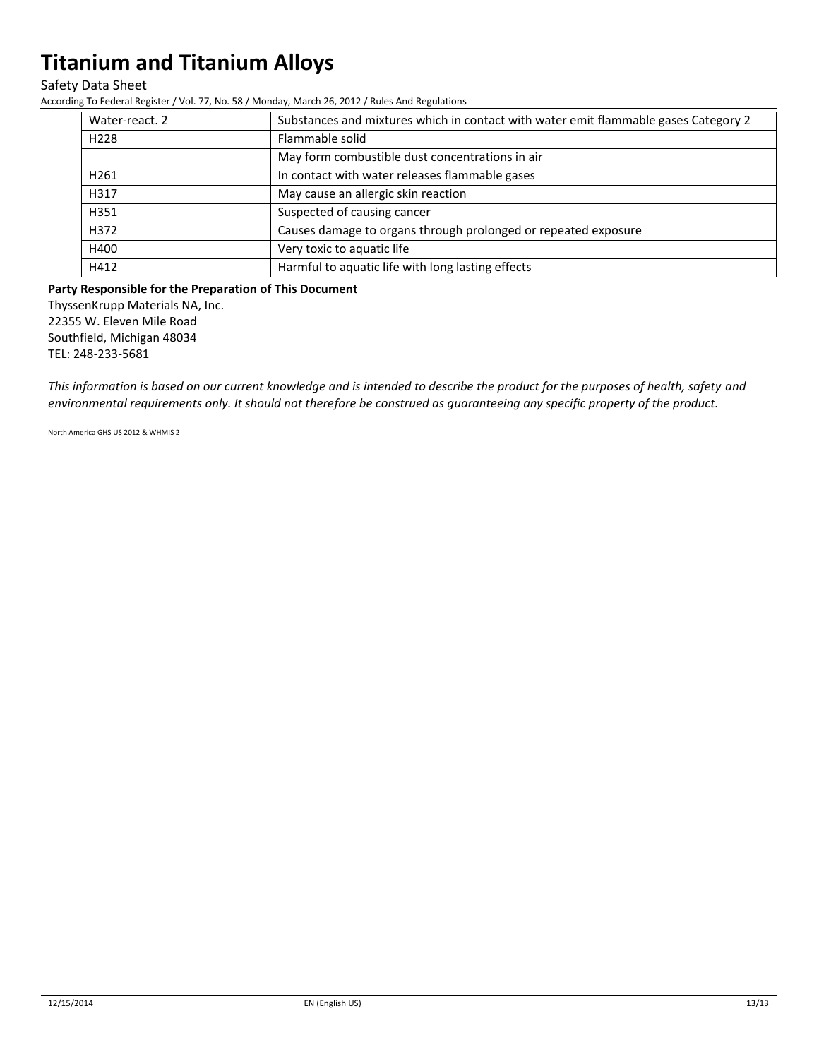| | |
|---|---|
| Water-react. 2 | Substances and mixtures which in contact with water emit flammable gases Category 2 |
| H228 | Flammable solid |
| | May form combustible dust concentrations in air |
| H261 | In contact with water releases flammable gases |
| H317 | May cause an allergic skin reaction |
| H351 | Suspected of causing cancer |
| H372 | Causes damage to organs through prolonged or repeated exposure |
| H400 | Very toxic to aquatic life |
| H412 | Harmful to aquatic life with long lasting effects |

**Party Responsible for the Preparation of This Document**

ThyssenKrupp Materials NA, Inc.
22355 W. Eleven Mile Road
Southfield, Michigan 48034
TEL: 248-233-5681

*This information is based on our current knowledge and is intended to describe the product for the purposes of health, safety and environmental requirements only. It should not therefore be construed as guaranteeing any specific property of the product.*

North America GHS US 2012 & WHMIS 2